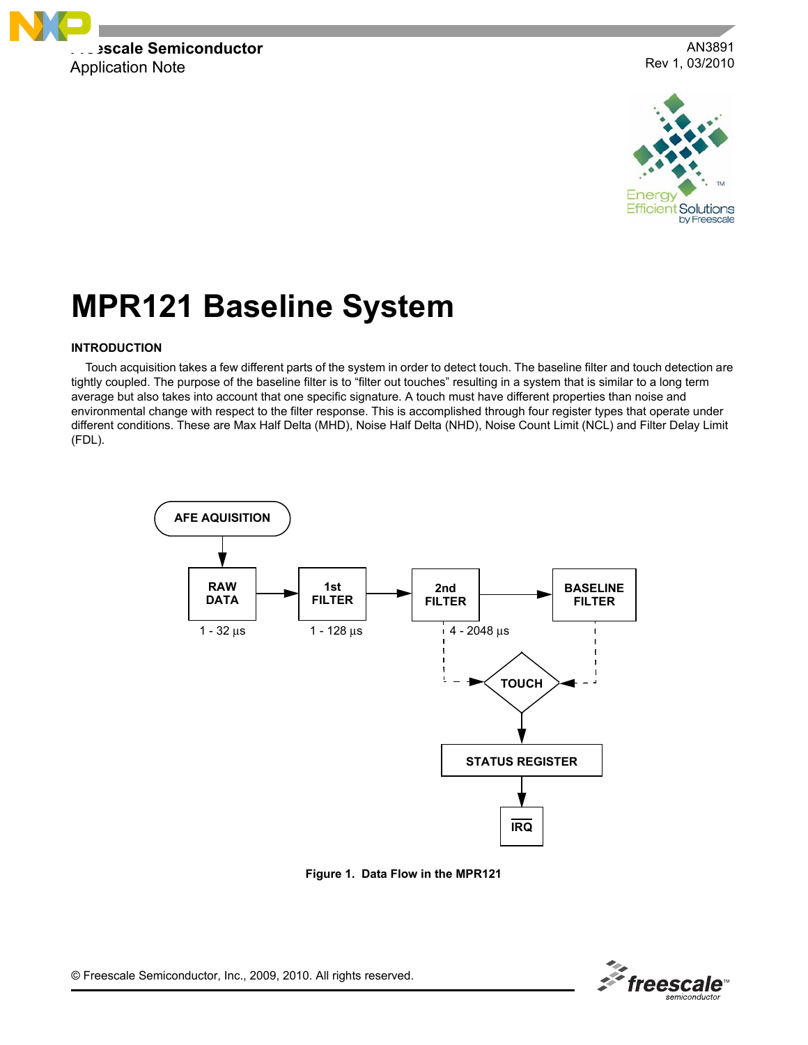Freescale Semiconductor
Application Note

AN3891
Rev 1, 03/2010

# MPR121 Baseline System

## INTRODUCTION

Touch acquisition takes a few different parts of the system in order to detect touch. The baseline filter and touch detection are tightly coupled. The purpose of the baseline filter is to “filter out touches” resulting in a system that is similar to a long term average but also takes into account that one specific signature. A touch must have different properties than noise and environmental change with respect to the filter response. This is accomplished through four register types that operate under different conditions. These are Max Half Delta (MHD), Noise Half Delta (NHD), Noise Count Limit (NCL) and Filter Delay Limit (FDL).

AFE AQUISITION → RAW DATA (1 - 32 μs) → 1st FILTER (1 - 128 μs) → 2nd FILTER (4 - 2048 μs) → BASELINE FILTER; 2nd FILTER and BASELINE FILTER → TOUCH → STATUS REGISTER → $\overline{\text{IRQ}}$

Figure 1. Data Flow in the MPR121

© Freescale Semiconductor, Inc., 2009, 2010. All rights reserved.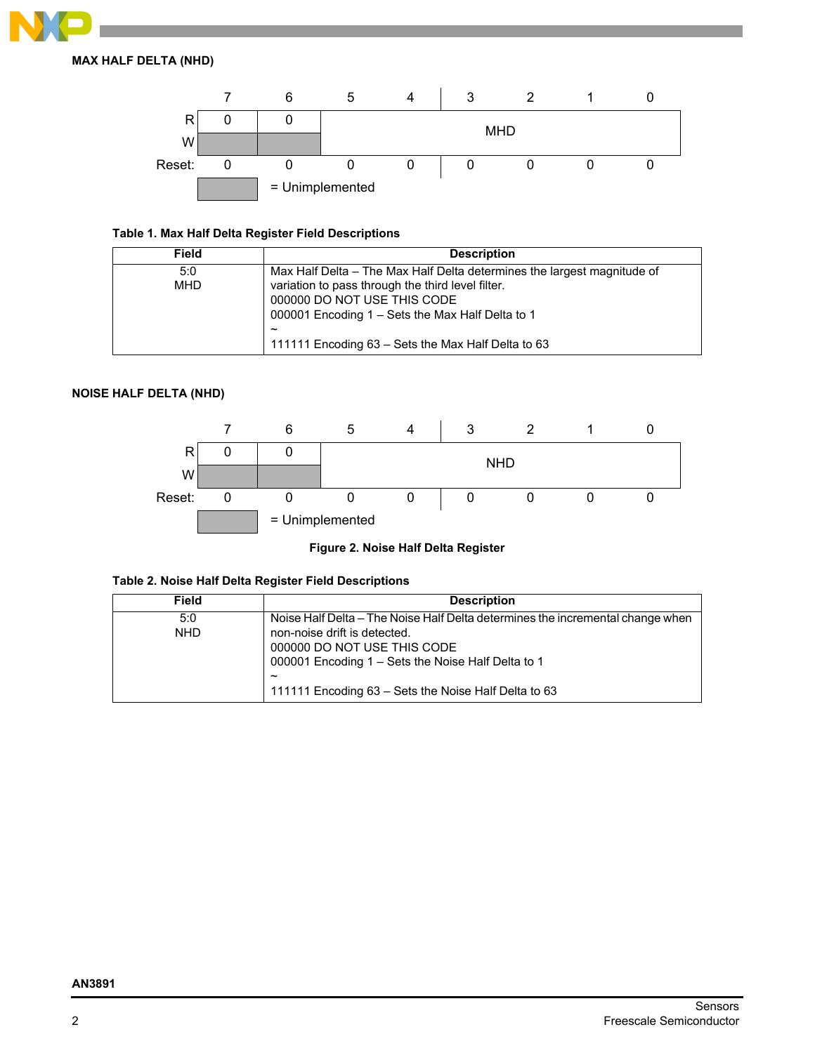**MAX HALF DELTA (NHD)**

| | 7 | 6 | 5 | 4 | 3 | 2 | 1 | 0 |
|---|---|---|---|---|---|---|---|---|
| R | 0 | 0 | MHD | | | | | |
| W | | | | | | | | |
| Reset: | 0 | 0 | 0 | 0 | 0 | 0 | 0 | 0 |

= Unimplemented

**Table 1. Max Half Delta Register Field Descriptions**

| Field | Description |
|---|---|
| 5:0<br>MHD | Max Half Delta – The Max Half Delta determines the largest magnitude of variation to pass through the third level filter.<br>000000 DO NOT USE THIS CODE<br>000001 Encoding 1 – Sets the Max Half Delta to 1<br>~<br>111111 Encoding 63 – Sets the Max Half Delta to 63 |

**NOISE HALF DELTA (NHD)**

| | 7 | 6 | 5 | 4 | 3 | 2 | 1 | 0 |
|---|---|---|---|---|---|---|---|---|
| R | 0 | 0 | NHD | | | | | |
| W | | | | | | | | |
| Reset: | 0 | 0 | 0 | 0 | 0 | 0 | 0 | 0 |

= Unimplemented

**Figure 2. Noise Half Delta Register**

**Table 2. Noise Half Delta Register Field Descriptions**

| Field | Description |
|---|---|
| 5:0<br>NHD | Noise Half Delta – The Noise Half Delta determines the incremental change when non-noise drift is detected.<br>000000 DO NOT USE THIS CODE<br>000001 Encoding 1 – Sets the Noise Half Delta to 1<br>~<br>111111 Encoding 63 – Sets the Noise Half Delta to 63 |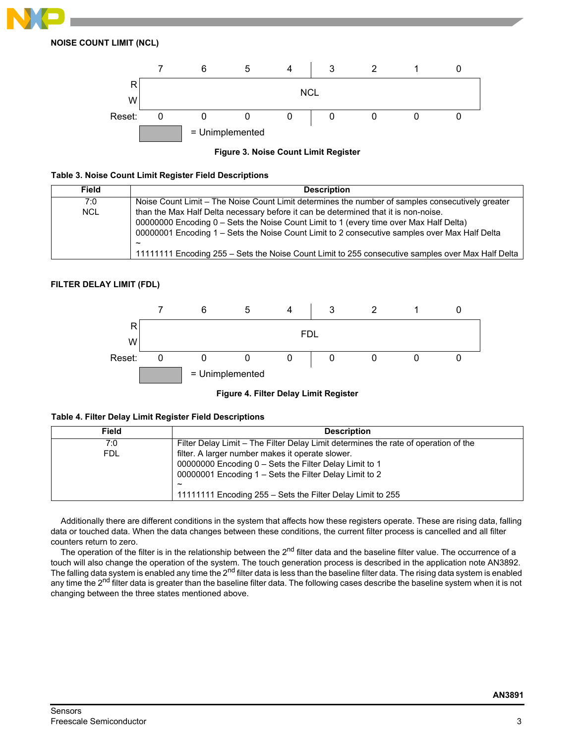### NOISE COUNT LIMIT (NCL)

| | 7 | 6 | 5 | 4 | 3 | 2 | 1 | 0 |
|---|---|---|---|---|---|---|---|---|
| R<br>W | NCL | | | | | | | |
| Reset: | 0 | 0 | 0 | 0 | 0 | 0 | 0 | 0 |

= Unimplemented

**Figure 3. Noise Count Limit Register**

**Table 3. Noise Count Limit Register Field Descriptions**

| Field | Description |
|---|---|
| 7:0<br>NCL | Noise Count Limit – The Noise Count Limit determines the number of samples consecutively greater than the Max Half Delta necessary before it can be determined that it is non-noise.<br>00000000 Encoding 0 – Sets the Noise Count Limit to 1 (every time over Max Half Delta)<br>00000001 Encoding 1 – Sets the Noise Count Limit to 2 consecutive samples over Max Half Delta<br>~<br>11111111 Encoding 255 – Sets the Noise Count Limit to 255 consecutive samples over Max Half Delta |

### FILTER DELAY LIMIT (FDL)

| | 7 | 6 | 5 | 4 | 3 | 2 | 1 | 0 |
|---|---|---|---|---|---|---|---|---|
| R<br>W | FDL | | | | | | | |
| Reset: | 0 | 0 | 0 | 0 | 0 | 0 | 0 | 0 |

= Unimplemented

**Figure 4. Filter Delay Limit Register**

**Table 4. Filter Delay Limit Register Field Descriptions**

| Field | Description |
|---|---|
| 7:0<br>FDL | Filter Delay Limit – The Filter Delay Limit determines the rate of operation of the filter. A larger number makes it operate slower.<br>00000000 Encoding 0 – Sets the Filter Delay Limit to 1<br>00000001 Encoding 1 – Sets the Filter Delay Limit to 2<br>~<br>11111111 Encoding 255 – Sets the Filter Delay Limit to 255 |

Additionally there are different conditions in the system that affects how these registers operate. These are rising data, falling data or touched data. When the data changes between these conditions, the current filter process is cancelled and all filter counters return to zero.

The operation of the filter is in the relationship between the 2nd filter data and the baseline filter value. The occurrence of a touch will also change the operation of the system. The touch generation process is described in the application note AN3892. The falling data system is enabled any time the 2nd filter data is less than the baseline filter data. The rising data system is enabled any time the 2nd filter data is greater than the baseline filter data. The following cases describe the baseline system when it is not changing between the three states mentioned above.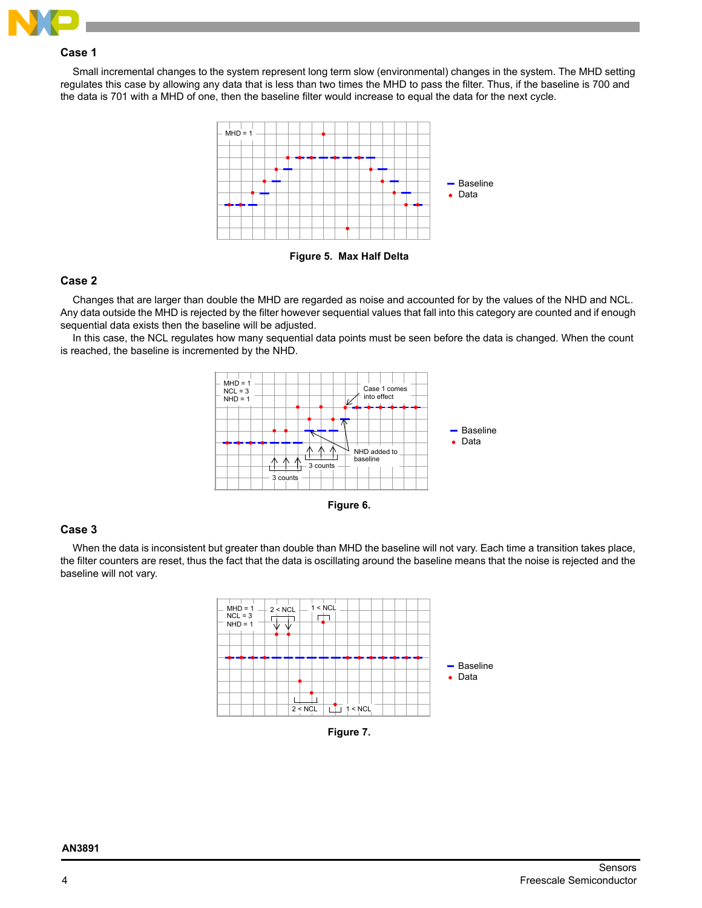### Case 1

Small incremental changes to the system represent long term slow (environmental) changes in the system. The MHD setting regulates this case by allowing any data that is less than two times the MHD to pass the filter. Thus, if the baseline is 700 and the data is 701 with a MHD of one, then the baseline filter would increase to equal the data for the next cycle.

**Figure 5. Max Half Delta**

### Case 2

Changes that are larger than double the MHD are regarded as noise and accounted for by the values of the NHD and NCL. Any data outside the MHD is rejected by the filter however sequential values that fall into this category are counted and if enough sequential data exists then the baseline will be adjusted.

In this case, the NCL regulates how many sequential data points must be seen before the data is changed. When the count is reached, the baseline is incremented by the NHD.

**Figure 6.**

### Case 3

When the data is inconsistent but greater than double than MHD the baseline will not vary. Each time a transition takes place, the filter counters are reset, thus the fact that the data is oscillating around the baseline means that the noise is rejected and the baseline will not vary.

**Figure 7.**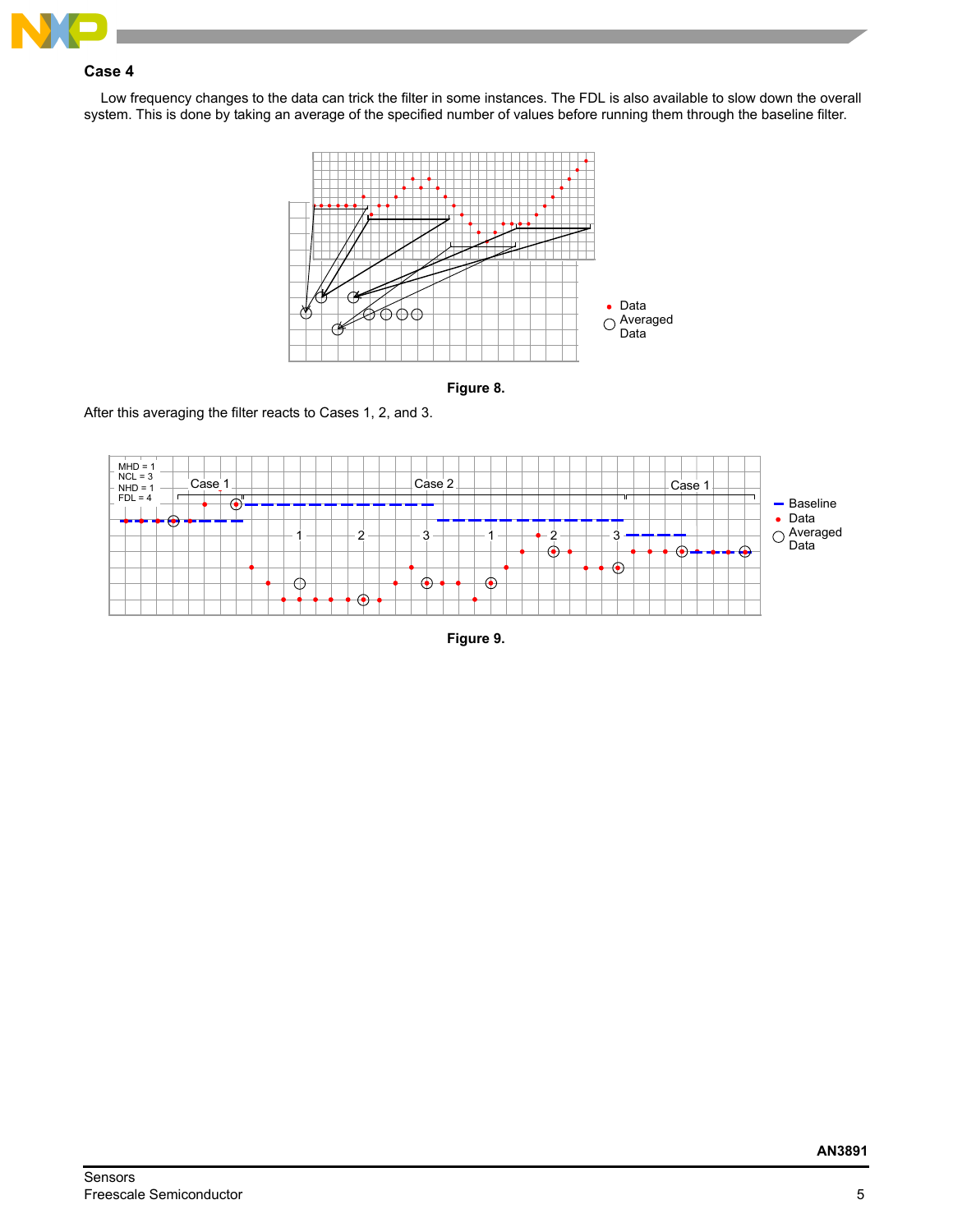### Case 4

Low frequency changes to the data can trick the filter in some instances. The FDL is also available to slow down the overall system. This is done by taking an average of the specified number of values before running them through the baseline filter.

Figure 8.

After this averaging the filter reacts to Cases 1, 2, and 3.

Figure 9.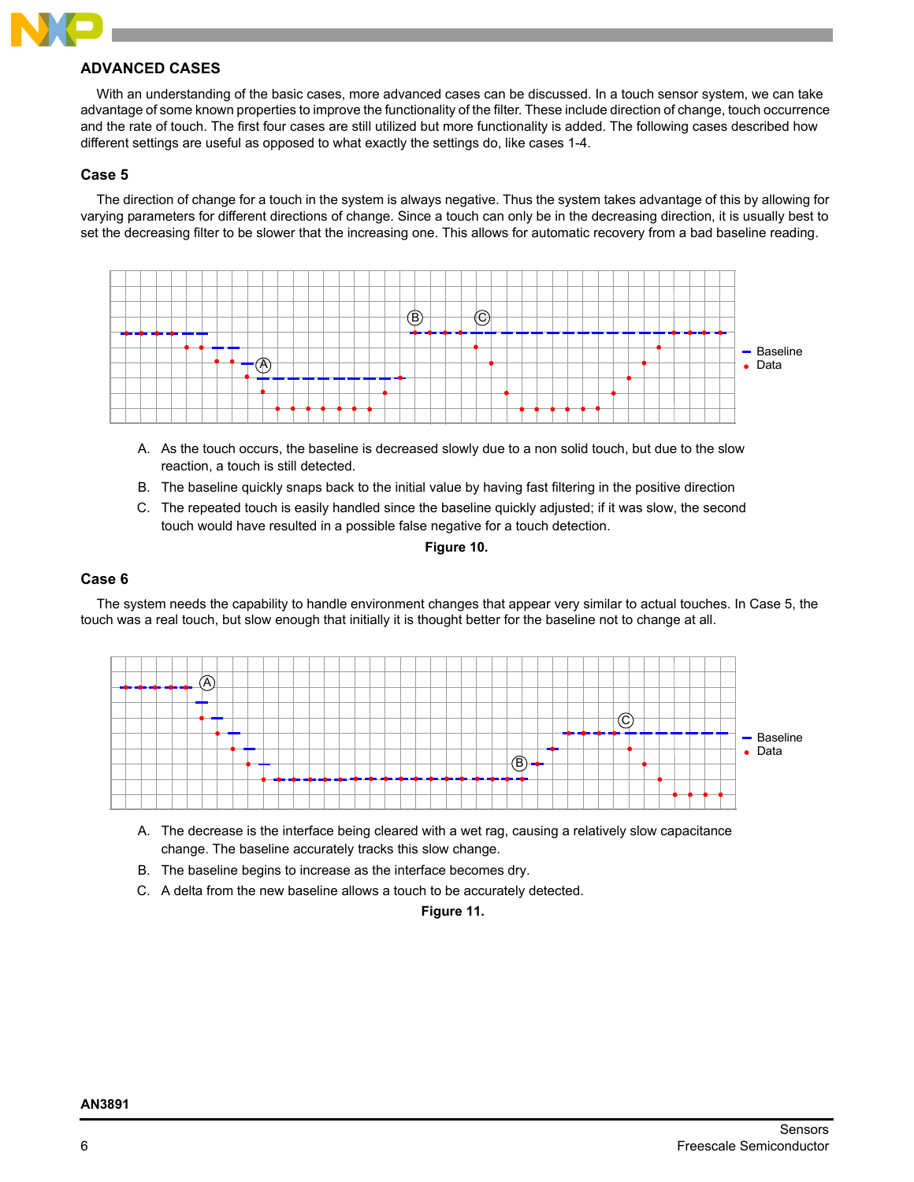## ADVANCED CASES

With an understanding of the basic cases, more advanced cases can be discussed. In a touch sensor system, we can take advantage of some known properties to improve the functionality of the filter. These include direction of change, touch occurrence and the rate of touch. The first four cases are still utilized but more functionality is added. The following cases described how different settings are useful as opposed to what exactly the settings do, like cases 1-4.

### Case 5

The direction of change for a touch in the system is always negative. Thus the system takes advantage of this by allowing for varying parameters for different directions of change. Since a touch can only be in the decreasing direction, it is usually best to set the decreasing filter to be slower that the increasing one. This allows for automatic recovery from a bad baseline reading.

A. As the touch occurs, the baseline is decreased slowly due to a non solid touch, but due to the slow reaction, a touch is still detected.

B. The baseline quickly snaps back to the initial value by having fast filtering in the positive direction

C. The repeated touch is easily handled since the baseline quickly adjusted; if it was slow, the second touch would have resulted in a possible false negative for a touch detection.

**Figure 10.**

### Case 6

The system needs the capability to handle environment changes that appear very similar to actual touches. In Case 5, the touch was a real touch, but slow enough that initially it is thought better for the baseline not to change at all.

A. The decrease is the interface being cleared with a wet rag, causing a relatively slow capacitance change. The baseline accurately tracks this slow change.

B. The baseline begins to increase as the interface becomes dry.

C. A delta from the new baseline allows a touch to be accurately detected.

**Figure 11.**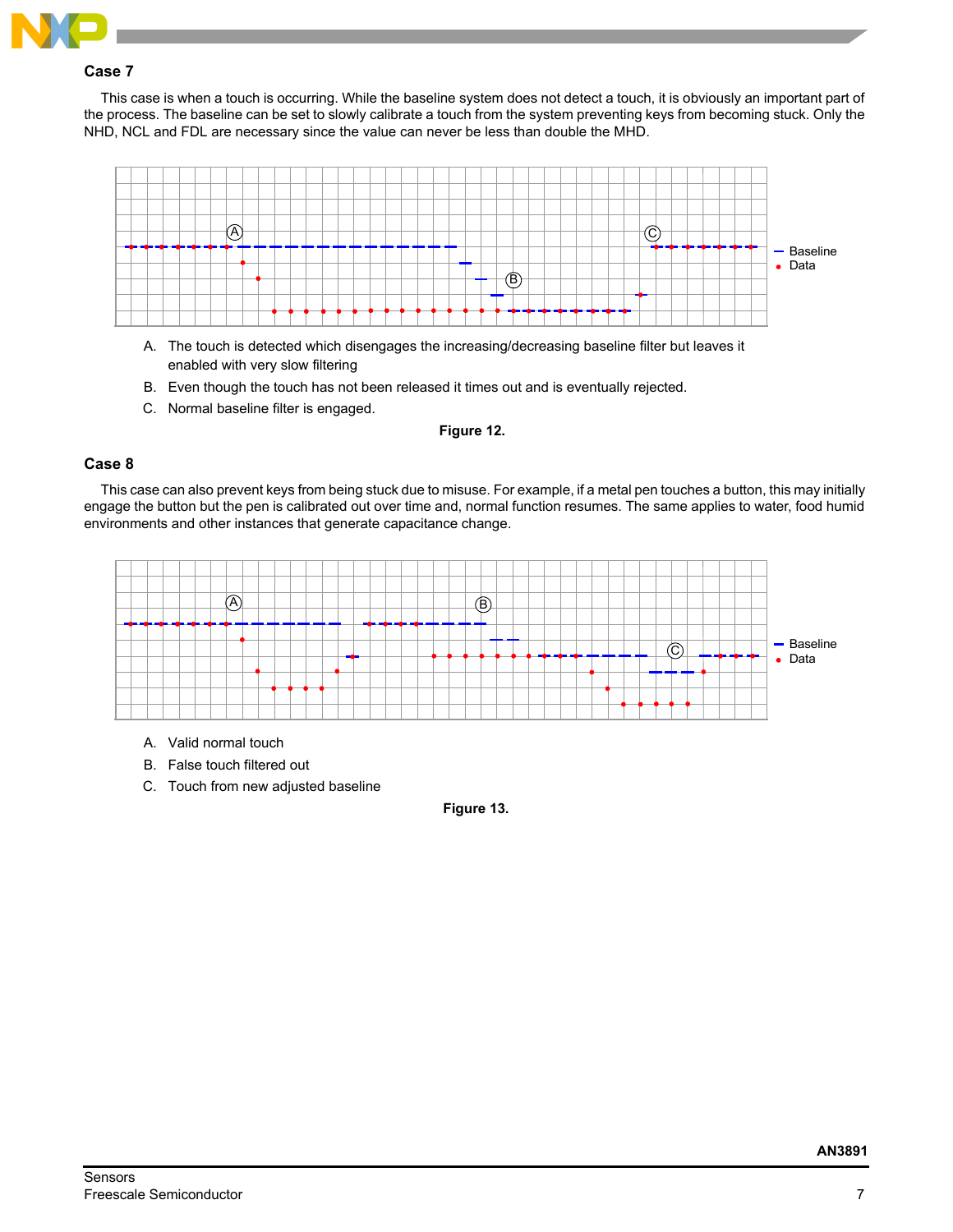### Case 7

This case is when a touch is occurring. While the baseline system does not detect a touch, it is obviously an important part of the process. The baseline can be set to slowly calibrate a touch from the system preventing keys from becoming stuck. Only the NHD, NCL and FDL are necessary since the value can never be less than double the MHD.

A. The touch is detected which disengages the increasing/decreasing baseline filter but leaves it enabled with very slow filtering

B. Even though the touch has not been released it times out and is eventually rejected.

C. Normal baseline filter is engaged.

**Figure 12.**

### Case 8

This case can also prevent keys from being stuck due to misuse. For example, if a metal pen touches a button, this may initially engage the button but the pen is calibrated out over time and, normal function resumes. The same applies to water, food humid environments and other instances that generate capacitance change.

A. Valid normal touch

B. False touch filtered out

C. Touch from new adjusted baseline

**Figure 13.**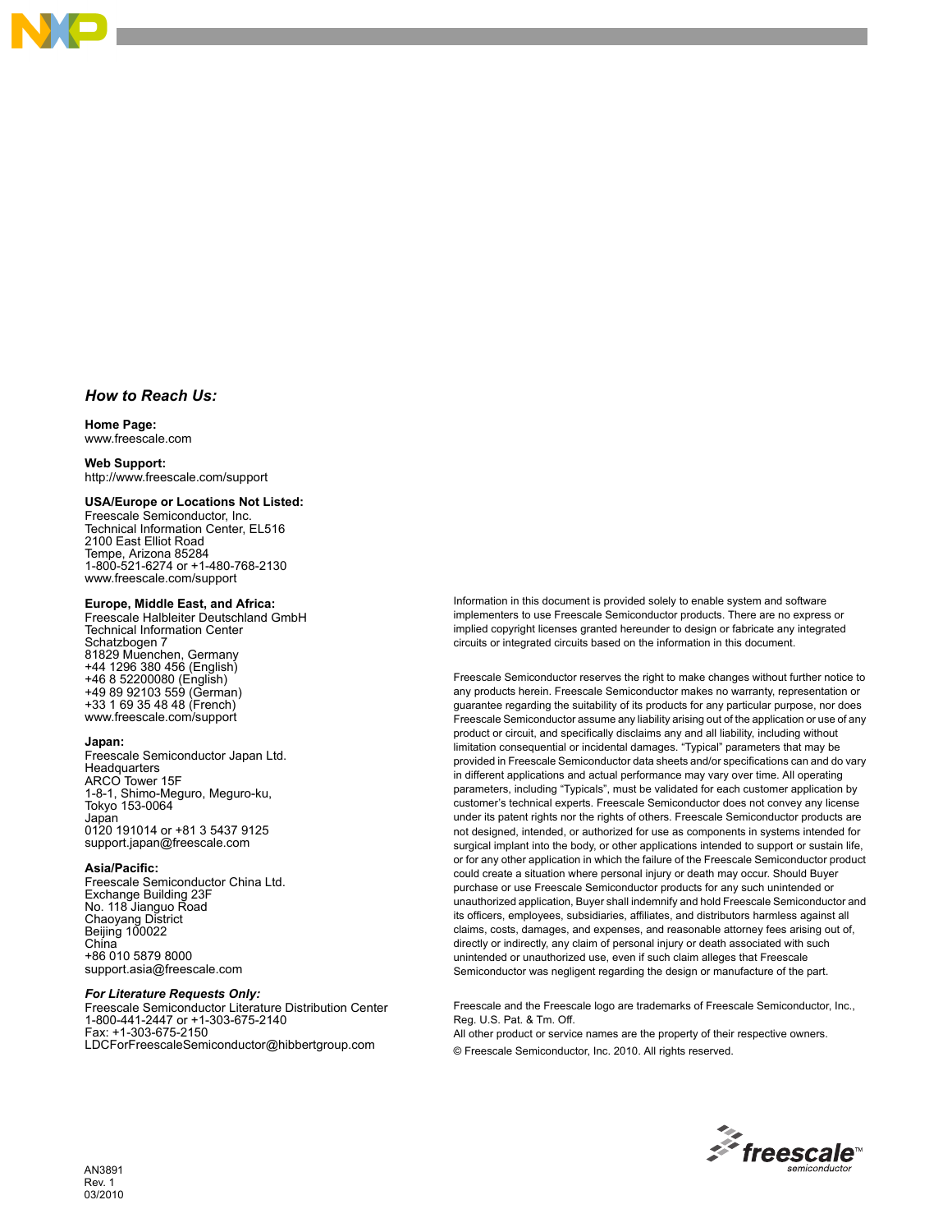*How to Reach Us:*

**Home Page:**
www.freescale.com

**Web Support:**
http://www.freescale.com/support

**USA/Europe or Locations Not Listed:**
Freescale Semiconductor, Inc.
Technical Information Center, EL516
2100 East Elliot Road
Tempe, Arizona 85284
1-800-521-6274 or +1-480-768-2130
www.freescale.com/support

**Europe, Middle East, and Africa:**
Freescale Halbleiter Deutschland GmbH
Technical Information Center
Schatzbogen 7
81829 Muenchen, Germany
+44 1296 380 456 (English)
+46 8 52200080 (English)
+49 89 92103 559 (German)
+33 1 69 35 48 48 (French)
www.freescale.com/support

**Japan:**
Freescale Semiconductor Japan Ltd.
Headquarters
ARCO Tower 15F
1-8-1, Shimo-Meguro, Meguro-ku,
Tokyo 153-0064
Japan
0120 191014 or +81 3 5437 9125
support.japan@freescale.com

**Asia/Pacific:**
Freescale Semiconductor China Ltd.
Exchange Building 23F
No. 118 Jianguo Road
Chaoyang District
Beijing 100022
China
+86 010 5879 8000
support.asia@freescale.com

***For Literature Requests Only:***
Freescale Semiconductor Literature Distribution Center
1-800-441-2447 or +1-303-675-2140
Fax: +1-303-675-2150
LDCForFreescaleSemiconductor@hibbertgroup.com

Information in this document is provided solely to enable system and software implementers to use Freescale Semiconductor products. There are no express or implied copyright licenses granted hereunder to design or fabricate any integrated circuits or integrated circuits based on the information in this document.

Freescale Semiconductor reserves the right to make changes without further notice to any products herein. Freescale Semiconductor makes no warranty, representation or guarantee regarding the suitability of its products for any particular purpose, nor does Freescale Semiconductor assume any liability arising out of the application or use of any product or circuit, and specifically disclaims any and all liability, including without limitation consequential or incidental damages. "Typical" parameters that may be provided in Freescale Semiconductor data sheets and/or specifications can and do vary in different applications and actual performance may vary over time. All operating parameters, including "Typicals", must be validated for each customer application by customer's technical experts. Freescale Semiconductor does not convey any license under its patent rights nor the rights of others. Freescale Semiconductor products are not designed, intended, or authorized for use as components in systems intended for surgical implant into the body, or other applications intended to support or sustain life, or for any other application in which the failure of the Freescale Semiconductor product could create a situation where personal injury or death may occur. Should Buyer purchase or use Freescale Semiconductor products for any such unintended or unauthorized application, Buyer shall indemnify and hold Freescale Semiconductor and its officers, employees, subsidiaries, affiliates, and distributors harmless against all claims, costs, damages, and expenses, and reasonable attorney fees arising out of, directly or indirectly, any claim of personal injury or death associated with such unintended or unauthorized use, even if such claim alleges that Freescale Semiconductor was negligent regarding the design or manufacture of the part.

Freescale and the Freescale logo are trademarks of Freescale Semiconductor, Inc., Reg. U.S. Pat. & Tm. Off.
All other product or service names are the property of their respective owners.
© Freescale Semiconductor, Inc. 2010. All rights reserved.

AN3891
Rev. 1
03/2010